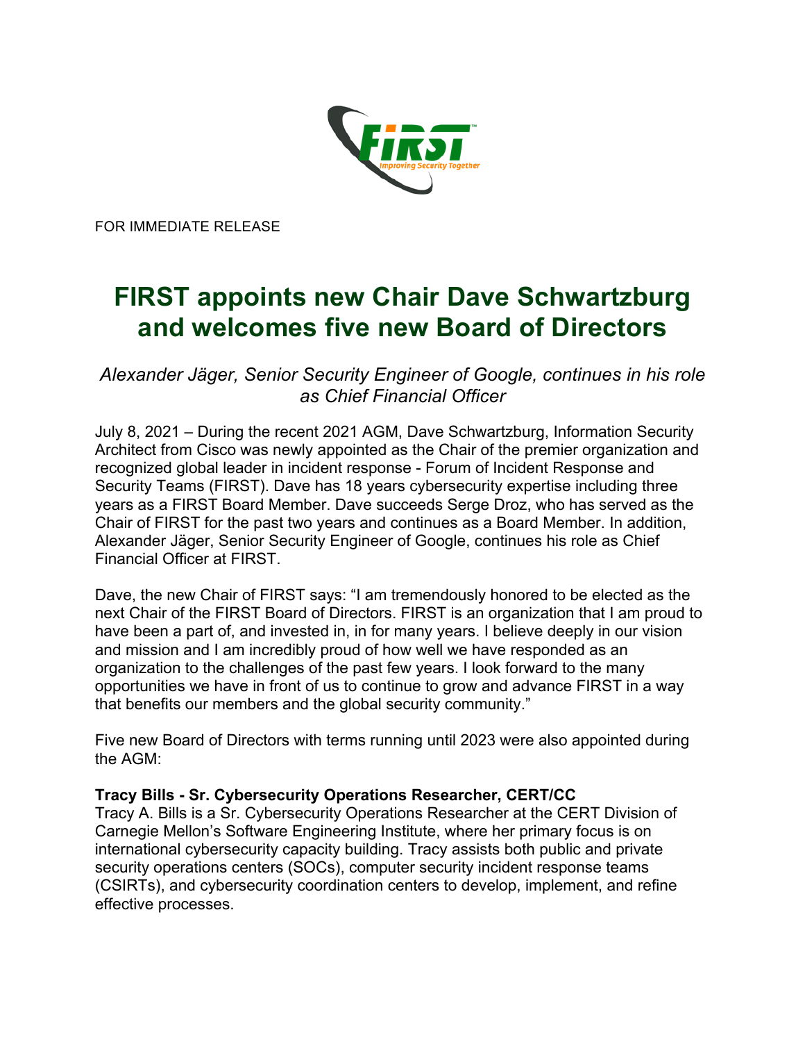FOR IMMEDIATE RELEASE

# FIRST appoints new Chair Dave Schwartzburg and welcomes five new Board of Directors

*Alexander Jäger, Senior Security Engineer of Google, continues in his role as Chief Financial Officer*

July 8, 2021 – During the recent 2021 AGM, Dave Schwartzburg, Information Security Architect from Cisco was newly appointed as the Chair of the premier organization and recognized global leader in incident response - Forum of Incident Response and Security Teams (FIRST). Dave has 18 years cybersecurity expertise including three years as a FIRST Board Member. Dave succeeds Serge Droz, who has served as the Chair of FIRST for the past two years and continues as a Board Member. In addition, Alexander Jäger, Senior Security Engineer of Google, continues his role as Chief Financial Officer at FIRST.

Dave, the new Chair of FIRST says: "I am tremendously honored to be elected as the next Chair of the FIRST Board of Directors. FIRST is an organization that I am proud to have been a part of, and invested in, in for many years. I believe deeply in our vision and mission and I am incredibly proud of how well we have responded as an organization to the challenges of the past few years. I look forward to the many opportunities we have in front of us to continue to grow and advance FIRST in a way that benefits our members and the global security community."

Five new Board of Directors with terms running until 2023 were also appointed during the AGM:

**Tracy Bills - Sr. Cybersecurity Operations Researcher, CERT/CC**
Tracy A. Bills is a Sr. Cybersecurity Operations Researcher at the CERT Division of Carnegie Mellon's Software Engineering Institute, where her primary focus is on international cybersecurity capacity building. Tracy assists both public and private security operations centers (SOCs), computer security incident response teams (CSIRTs), and cybersecurity coordination centers to develop, implement, and refine effective processes.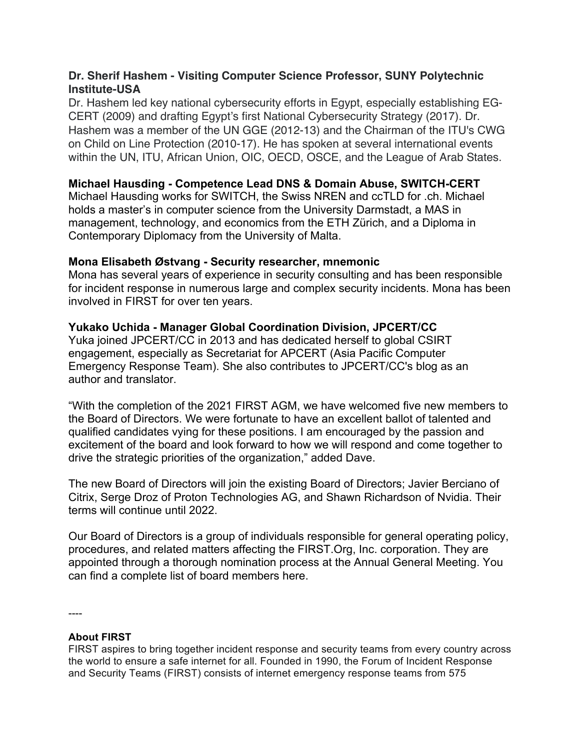**Dr. Sherif Hashem - Visiting Computer Science Professor, SUNY Polytechnic Institute-USA**
Dr. Hashem led key national cybersecurity efforts in Egypt, especially establishing EG-CERT (2009) and drafting Egypt's first National Cybersecurity Strategy (2017). Dr. Hashem was a member of the UN GGE (2012-13) and the Chairman of the ITU's CWG on Child on Line Protection (2010-17). He has spoken at several international events within the UN, ITU, African Union, OIC, OECD, OSCE, and the League of Arab States.

**Michael Hausding - Competence Lead DNS & Domain Abuse, SWITCH-CERT**
Michael Hausding works for SWITCH, the Swiss NREN and ccTLD for .ch. Michael holds a master's in computer science from the University Darmstadt, a MAS in management, technology, and economics from the ETH Zürich, and a Diploma in Contemporary Diplomacy from the University of Malta.

**Mona Elisabeth Østvang - Security researcher, mnemonic**
Mona has several years of experience in security consulting and has been responsible for incident response in numerous large and complex security incidents. Mona has been involved in FIRST for over ten years.

**Yukako Uchida - Manager Global Coordination Division, JPCERT/CC**
Yuka joined JPCERT/CC in 2013 and has dedicated herself to global CSIRT engagement, especially as Secretariat for APCERT (Asia Pacific Computer Emergency Response Team). She also contributes to JPCERT/CC's blog as an author and translator.

"With the completion of the 2021 FIRST AGM, we have welcomed five new members to the Board of Directors. We were fortunate to have an excellent ballot of talented and qualified candidates vying for these positions. I am encouraged by the passion and excitement of the board and look forward to how we will respond and come together to drive the strategic priorities of the organization," added Dave.

The new Board of Directors will join the existing Board of Directors; Javier Berciano of Citrix, Serge Droz of Proton Technologies AG, and Shawn Richardson of Nvidia. Their terms will continue until 2022.

Our Board of Directors is a group of individuals responsible for general operating policy, procedures, and related matters affecting the FIRST.Org, Inc. corporation. They are appointed through a thorough nomination process at the Annual General Meeting. You can find a complete list of board members here.

----

**About FIRST**
FIRST aspires to bring together incident response and security teams from every country across the world to ensure a safe internet for all. Founded in 1990, the Forum of Incident Response and Security Teams (FIRST) consists of internet emergency response teams from 575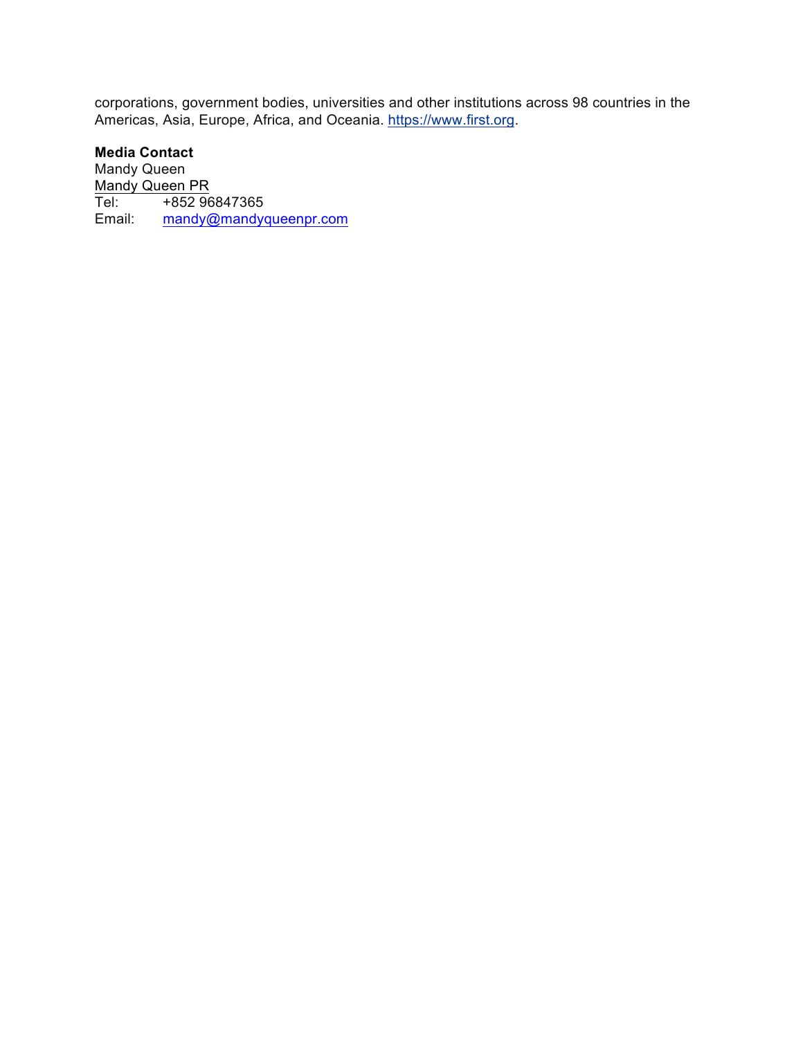corporations, government bodies, universities and other institutions across 98 countries in the Americas, Asia, Europe, Africa, and Oceania. https://www.first.org.

**Media Contact**
Mandy Queen
Mandy Queen PR
Tel: +852 96847365
Email: mandy@mandyqueenpr.com